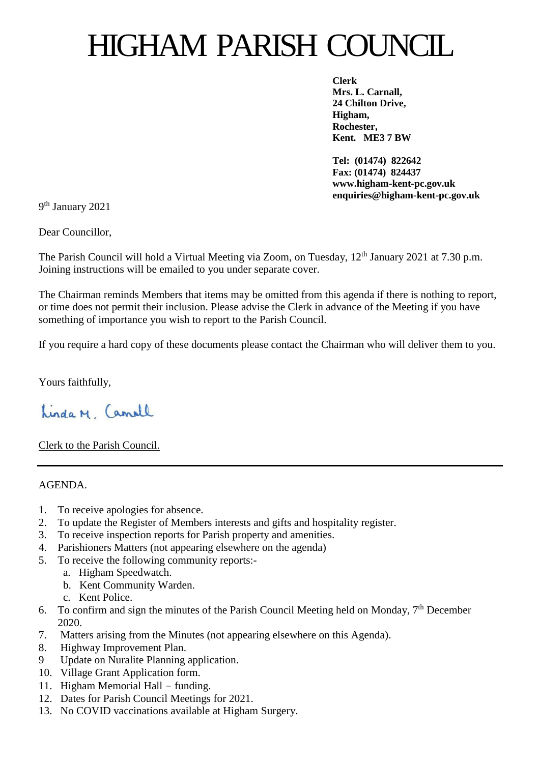# HIGHAM PARISH COUNCIL

**Clerk**
**Mrs. L. Carnall,**
**24 Chilton Drive,**
**Higham,**
**Rochester,**
**Kent. ME3 7 BW**

**Tel: (01474) 822642**
**Fax: (01474) 824437**
**www.higham-kent-pc.gov.uk**
**enquiries@higham-kent-pc.gov.uk**

9th January 2021

Dear Councillor,

The Parish Council will hold a Virtual Meeting via Zoom, on Tuesday, 12th January 2021 at 7.30 p.m. Joining instructions will be emailed to you under separate cover.

The Chairman reminds Members that items may be omitted from this agenda if there is nothing to report, or time does not permit their inclusion. Please advise the Clerk in advance of the Meeting if you have something of importance you wish to report to the Parish Council.

If you require a hard copy of these documents please contact the Chairman who will deliver them to you.

Yours faithfully,

Linda M. Carnall

Clerk to the Parish Council.

---

AGENDA.

1. To receive apologies for absence.
2. To update the Register of Members interests and gifts and hospitality register.
3. To receive inspection reports for Parish property and amenities.
4. Parishioners Matters (not appearing elsewhere on the agenda)
5. To receive the following community reports:-
   a. Higham Speedwatch.
   b. Kent Community Warden.
   c. Kent Police.
6. To confirm and sign the minutes of the Parish Council Meeting held on Monday, 7th December 2020.
7. Matters arising from the Minutes (not appearing elsewhere on this Agenda).
8. Highway Improvement Plan.
9. Update on Nuralite Planning application.
10. Village Grant Application form.
11. Higham Memorial Hall – funding.
12. Dates for Parish Council Meetings for 2021.
13. No COVID vaccinations available at Higham Surgery.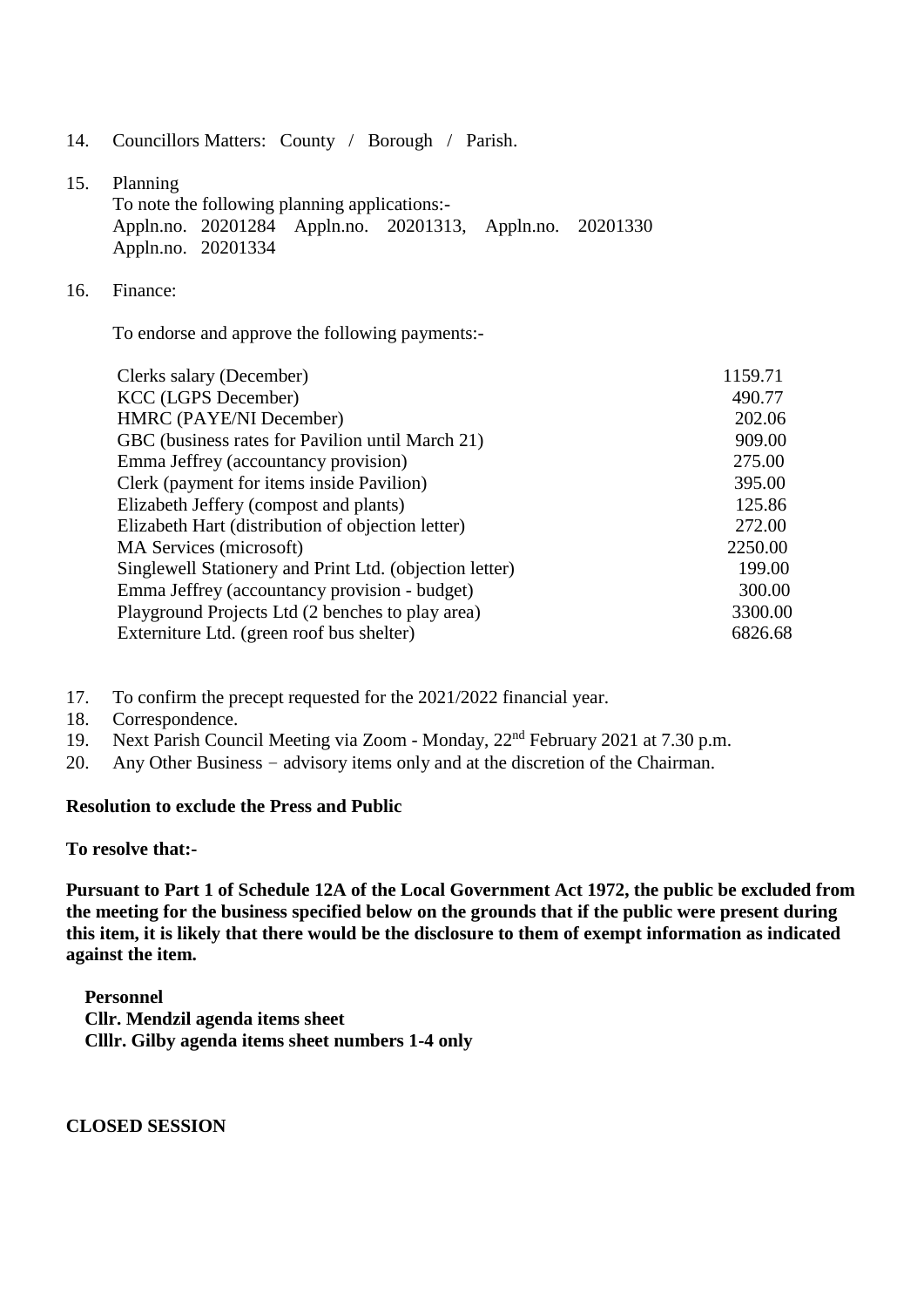14. Councillors Matters: County / Borough / Parish.

15. Planning
    To note the following planning applications:-
    Appln.no. 20201284 Appln.no. 20201313, Appln.no. 20201330
    Appln.no. 20201334

16. Finance:

    To endorse and approve the following payments:-

| | |
|---|---|
| Clerks salary (December) | 1159.71 |
| KCC (LGPS December) | 490.77 |
| HMRC (PAYE/NI December) | 202.06 |
| GBC (business rates for Pavilion until March 21) | 909.00 |
| Emma Jeffrey (accountancy provision) | 275.00 |
| Clerk (payment for items inside Pavilion) | 395.00 |
| Elizabeth Jeffery (compost and plants) | 125.86 |
| Elizabeth Hart (distribution of objection letter) | 272.00 |
| MA Services (microsoft) | 2250.00 |
| Singlewell Stationery and Print Ltd. (objection letter) | 199.00 |
| Emma Jeffrey (accountancy provision - budget) | 300.00 |
| Playground Projects Ltd (2 benches to play area) | 3300.00 |
| Externiture Ltd. (green roof bus shelter) | 6826.68 |

17. To confirm the precept requested for the 2021/2022 financial year.
18. Correspondence.
19. Next Parish Council Meeting via Zoom - Monday, 22nd February 2021 at 7.30 p.m.
20. Any Other Business – advisory items only and at the discretion of the Chairman.

**Resolution to exclude the Press and Public**

**To resolve that:-**

**Pursuant to Part 1 of Schedule 12A of the Local Government Act 1972, the public be excluded from the meeting for the business specified below on the grounds that if the public were present during this item, it is likely that there would be the disclosure to them of exempt information as indicated against the item.**

**Personnel**
**Cllr. Mendzil agenda items sheet**
**Clllr. Gilby agenda items sheet numbers 1-4 only**

**CLOSED SESSION**